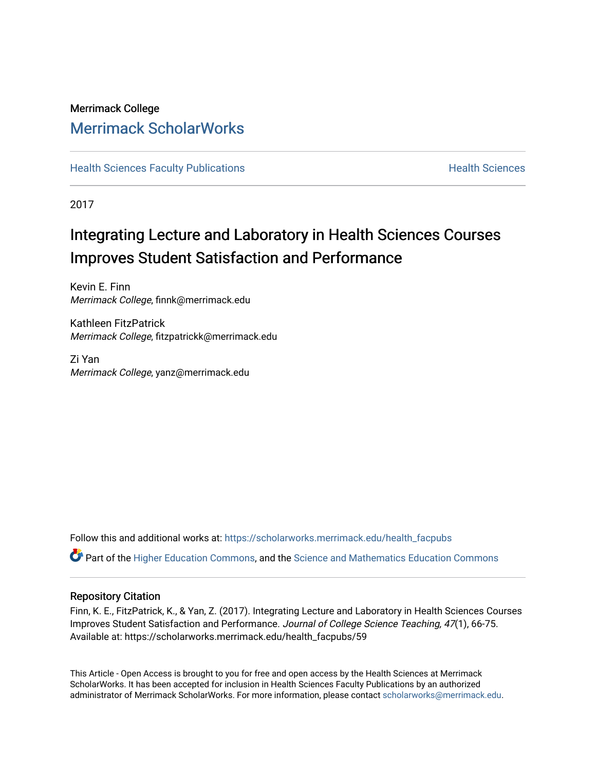Merrimack College

## Merrimack ScholarWorks

Health Sciences Faculty Publications | Health Sciences

2017

# Integrating Lecture and Laboratory in Health Sciences Courses Improves Student Satisfaction and Performance

Kevin E. Finn
*Merrimack College*, finnk@merrimack.edu

Kathleen FitzPatrick
*Merrimack College*, fitzpatrickk@merrimack.edu

Zi Yan
*Merrimack College*, yanz@merrimack.edu

Follow this and additional works at: https://scholarworks.merrimack.edu/health_facpubs

Part of the Higher Education Commons, and the Science and Mathematics Education Commons

### Repository Citation

Finn, K. E., FitzPatrick, K., & Yan, Z. (2017). Integrating Lecture and Laboratory in Health Sciences Courses Improves Student Satisfaction and Performance. *Journal of College Science Teaching, 47*(1), 66-75.
Available at: https://scholarworks.merrimack.edu/health_facpubs/59

This Article - Open Access is brought to you for free and open access by the Health Sciences at Merrimack ScholarWorks. It has been accepted for inclusion in Health Sciences Faculty Publications by an authorized administrator of Merrimack ScholarWorks. For more information, please contact scholarworks@merrimack.edu.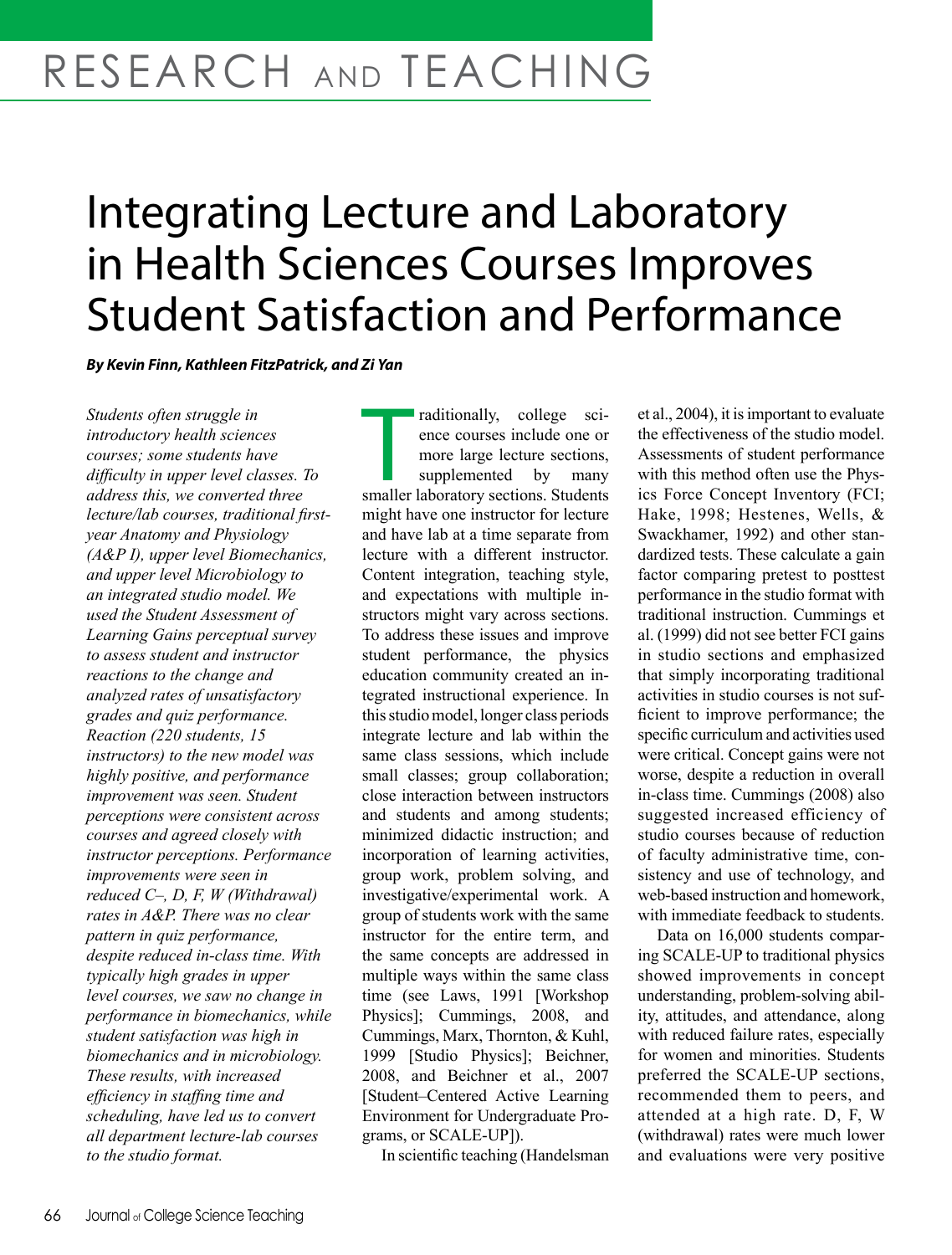# RESEARCH AND TEACHING

# Integrating Lecture and Laboratory in Health Sciences Courses Improves Student Satisfaction and Performance

***By Kevin Finn, Kathleen FitzPatrick, and Zi Yan***

*Students often struggle in introductory health sciences courses; some students have difficulty in upper level classes. To address this, we converted three lecture/lab courses, traditional first-year Anatomy and Physiology (A&P I), upper level Biomechanics, and upper level Microbiology to an integrated studio model. We used the Student Assessment of Learning Gains perceptual survey to assess student and instructor reactions to the change and analyzed rates of unsatisfactory grades and quiz performance. Reaction (220 students, 15 instructors) to the new model was highly positive, and performance improvement was seen. Student perceptions were consistent across courses and agreed closely with instructor perceptions. Performance improvements were seen in reduced C–, D, F, W (Withdrawal) rates in A&P. There was no clear pattern in quiz performance, despite reduced in-class time. With typically high grades in upper level courses, we saw no change in performance in biomechanics, while student satisfaction was high in biomechanics and in microbiology. These results, with increased efficiency in staffing time and scheduling, have led us to convert all department lecture-lab courses to the studio format.*

Traditionally, college science courses include one or more large lecture sections, supplemented by many smaller laboratory sections. Students might have one instructor for lecture and have lab at a time separate from lecture with a different instructor. Content integration, teaching style, and expectations with multiple instructors might vary across sections. To address these issues and improve student performance, the physics education community created an integrated instructional experience. In this studio model, longer class periods integrate lecture and lab within the same class sessions, which include small classes; group collaboration; close interaction between instructors and students and among students; minimized didactic instruction; and incorporation of learning activities, group work, problem solving, and investigative/experimental work. A group of students work with the same instructor for the entire term, and the same concepts are addressed in multiple ways within the same class time (see Laws, 1991 [Workshop Physics]; Cummings, 2008, and Cummings, Marx, Thornton, & Kuhl, 1999 [Studio Physics]; Beichner, 2008, and Beichner et al., 2007 [Student–Centered Active Learning Environment for Undergraduate Programs, or SCALE-UP]).

In scientific teaching (Handelsman et al., 2004), it is important to evaluate the effectiveness of the studio model. Assessments of student performance with this method often use the Physics Force Concept Inventory (FCI; Hake, 1998; Hestenes, Wells, & Swackhamer, 1992) and other standardized tests. These calculate a gain factor comparing pretest to posttest performance in the studio format with traditional instruction. Cummings et al. (1999) did not see better FCI gains in studio sections and emphasized that simply incorporating traditional activities in studio courses is not sufficient to improve performance; the specific curriculum and activities used were critical. Concept gains were not worse, despite a reduction in overall in-class time. Cummings (2008) also suggested increased efficiency of studio courses because of reduction of faculty administrative time, consistency and use of technology, and web-based instruction and homework, with immediate feedback to students.

Data on 16,000 students comparing SCALE-UP to traditional physics showed improvements in concept understanding, problem-solving ability, attitudes, and attendance, along with reduced failure rates, especially for women and minorities. Students preferred the SCALE-UP sections, recommended them to peers, and attended at a high rate. D, F, W (withdrawal) rates were much lower and evaluations were very positive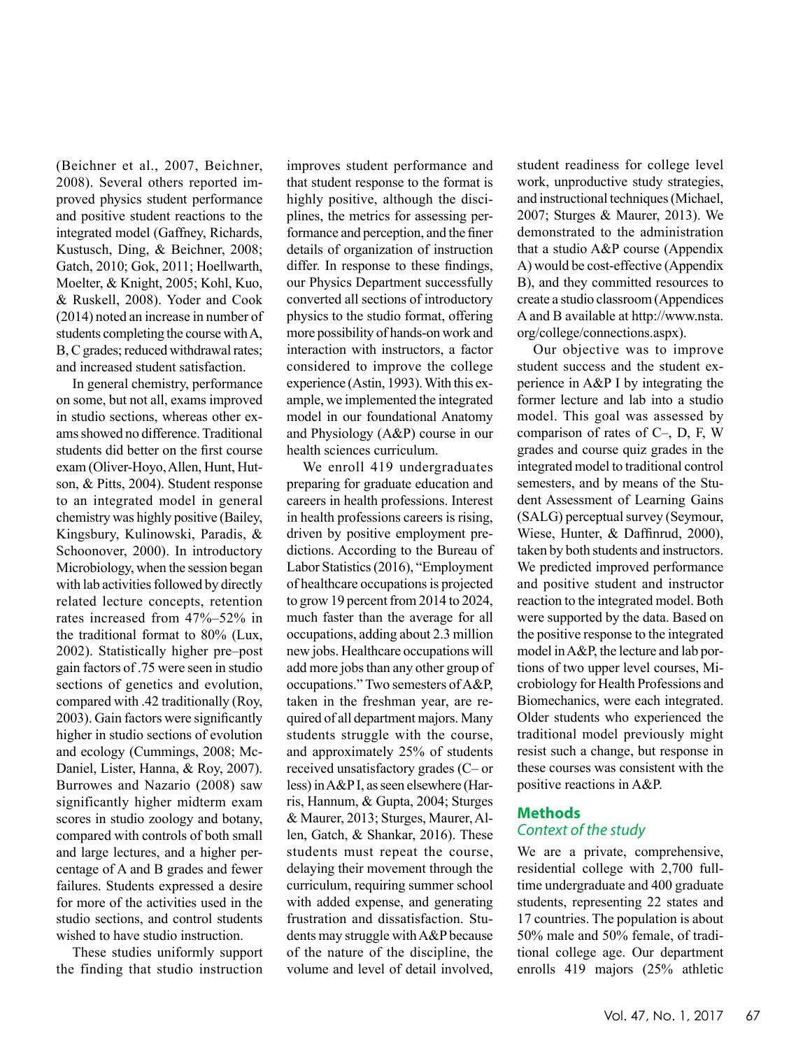(Beichner et al., 2007, Beichner, 2008). Several others reported improved physics student performance and positive student reactions to the integrated model (Gaffney, Richards, Kustusch, Ding, & Beichner, 2008; Gatch, 2010; Gok, 2011; Hoellwarth, Moelter, & Knight, 2005; Kohl, Kuo, & Ruskell, 2008). Yoder and Cook (2014) noted an increase in number of students completing the course with A, B, C grades; reduced withdrawal rates; and increased student satisfaction.

In general chemistry, performance on some, but not all, exams improved in studio sections, whereas other exams showed no difference. Traditional students did better on the first course exam (Oliver-Hoyo, Allen, Hunt, Hutson, & Pitts, 2004). Student response to an integrated model in general chemistry was highly positive (Bailey, Kingsbury, Kulinowski, Paradis, & Schoonover, 2000). In introductory Microbiology, when the session began with lab activities followed by directly related lecture concepts, retention rates increased from 47%–52% in the traditional format to 80% (Lux, 2002). Statistically higher pre–post gain factors of .75 were seen in studio sections of genetics and evolution, compared with .42 traditionally (Roy, 2003). Gain factors were significantly higher in studio sections of evolution and ecology (Cummings, 2008; McDaniel, Lister, Hanna, & Roy, 2007). Burrowes and Nazario (2008) saw significantly higher midterm exam scores in studio zoology and botany, compared with controls of both small and large lectures, and a higher percentage of A and B grades and fewer failures. Students expressed a desire for more of the activities used in the studio sections, and control students wished to have studio instruction.

These studies uniformly support the finding that studio instruction improves student performance and that student response to the format is highly positive, although the disciplines, the metrics for assessing performance and perception, and the finer details of organization of instruction differ. In response to these findings, our Physics Department successfully converted all sections of introductory physics to the studio format, offering more possibility of hands-on work and interaction with instructors, a factor considered to improve the college experience (Astin, 1993). With this example, we implemented the integrated model in our foundational Anatomy and Physiology (A&P) course in our health sciences curriculum.

We enroll 419 undergraduates preparing for graduate education and careers in health professions. Interest in health professions careers is rising, driven by positive employment predictions. According to the Bureau of Labor Statistics (2016), "Employment of healthcare occupations is projected to grow 19 percent from 2014 to 2024, much faster than the average for all occupations, adding about 2.3 million new jobs. Healthcare occupations will add more jobs than any other group of occupations." Two semesters of A&P, taken in the freshman year, are required of all department majors. Many students struggle with the course, and approximately 25% of students received unsatisfactory grades (C– or less) in A&P I, as seen elsewhere (Harris, Hannum, & Gupta, 2004; Sturges & Maurer, 2013; Sturges, Maurer, Allen, Gatch, & Shankar, 2016). These students must repeat the course, delaying their movement through the curriculum, requiring summer school with added expense, and generating frustration and dissatisfaction. Students may struggle with A&P because of the nature of the discipline, the volume and level of detail involved, student readiness for college level work, unproductive study strategies, and instructional techniques (Michael, 2007; Sturges & Maurer, 2013). We demonstrated to the administration that a studio A&P course (Appendix A) would be cost-effective (Appendix B), and they committed resources to create a studio classroom (Appendices A and B available at http://www.nsta.org/college/connections.aspx).

Our objective was to improve student success and the student experience in A&P I by integrating the former lecture and lab into a studio model. This goal was assessed by comparison of rates of C–, D, F, W grades and course quiz grades in the integrated model to traditional control semesters, and by means of the Student Assessment of Learning Gains (SALG) perceptual survey (Seymour, Wiese, Hunter, & Daffinrud, 2000), taken by both students and instructors. We predicted improved performance and positive student and instructor reaction to the integrated model. Both were supported by the data. Based on the positive response to the integrated model in A&P, the lecture and lab portions of two upper level courses, Microbiology for Health Professions and Biomechanics, were each integrated. Older students who experienced the traditional model previously might resist such a change, but response in these courses was consistent with the positive reactions in A&P.

## Methods

### *Context of the study*

We are a private, comprehensive, residential college with 2,700 full-time undergraduate and 400 graduate students, representing 22 states and 17 countries. The population is about 50% male and 50% female, of traditional college age. Our department enrolls 419 majors (25% athletic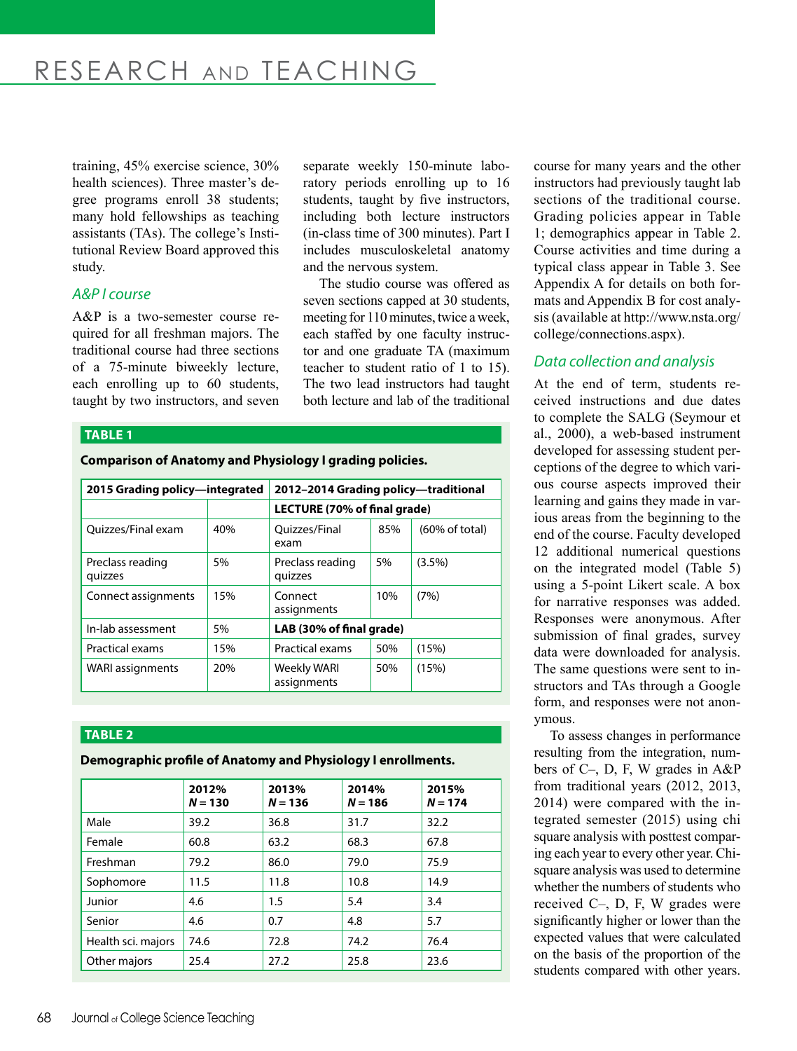training, 45% exercise science, 30% health sciences). Three master's degree programs enroll 38 students; many hold fellowships as teaching assistants (TAs). The college's Institutional Review Board approved this study.

### A&P I course

A&P is a two-semester course required for all freshman majors. The traditional course had three sections of a 75-minute biweekly lecture, each enrolling up to 60 students, taught by two instructors, and seven separate weekly 150-minute laboratory periods enrolling up to 16 students, taught by five instructors, including both lecture instructors (in-class time of 300 minutes). Part I includes musculoskeletal anatomy and the nervous system.

The studio course was offered as seven sections capped at 30 students, meeting for 110 minutes, twice a week, each staffed by one faculty instructor and one graduate TA (maximum teacher to student ratio of 1 to 15). The two lead instructors had taught both lecture and lab of the traditional course for many years and the other instructors had previously taught lab sections of the traditional course. Grading policies appear in Table 1; demographics appear in Table 2. Course activities and time during a typical class appear in Table 3. See Appendix A for details on both formats and Appendix B for cost analysis (available at http://www.nsta.org/college/connections.aspx).

**TABLE 1**

**Comparison of Anatomy and Physiology I grading policies.**

| 2015 Grading policy—integrated | | 2012–2014 Grading policy—traditional | | |
|---|---|---|---|---|
| | | **LECTURE (70% of final grade)** | | |
| Quizzes/Final exam | 40% | Quizzes/Final exam | 85% | (60% of total) |
| Preclass reading quizzes | 5% | Preclass reading quizzes | 5% | (3.5%) |
| Connect assignments | 15% | Connect assignments | 10% | (7%) |
| In-lab assessment | 5% | **LAB (30% of final grade)** | | |
| Practical exams | 15% | Practical exams | 50% | (15%) |
| WARI assignments | 20% | Weekly WARI assignments | 50% | (15%) |

**TABLE 2**

**Demographic profile of Anatomy and Physiology I enrollments.**

| | 2012% $N = 130$ | 2013% $N = 136$ | 2014% $N = 186$ | 2015% $N = 174$ |
|---|---|---|---|---|
| Male | 39.2 | 36.8 | 31.7 | 32.2 |
| Female | 60.8 | 63.2 | 68.3 | 67.8 |
| Freshman | 79.2 | 86.0 | 79.0 | 75.9 |
| Sophomore | 11.5 | 11.8 | 10.8 | 14.9 |
| Junior | 4.6 | 1.5 | 5.4 | 3.4 |
| Senior | 4.6 | 0.7 | 4.8 | 5.7 |
| Health sci. majors | 74.6 | 72.8 | 74.2 | 76.4 |
| Other majors | 25.4 | 27.2 | 25.8 | 23.6 |

### Data collection and analysis

At the end of term, students received instructions and due dates to complete the SALG (Seymour et al., 2000), a web-based instrument developed for assessing student perceptions of the degree to which various course aspects improved their learning and gains they made in various areas from the beginning to the end of the course. Faculty developed 12 additional numerical questions on the integrated model (Table 5) using a 5-point Likert scale. A box for narrative responses was added. Responses were anonymous. After submission of final grades, survey data were downloaded for analysis. The same questions were sent to instructors and TAs through a Google form, and responses were not anonymous.

To assess changes in performance resulting from the integration, numbers of C–, D, F, W grades in A&P from traditional years (2012, 2013, 2014) were compared with the integrated semester (2015) using chi square analysis with posttest comparing each year to every other year. Chi-square analysis was used to determine whether the numbers of students who received C–, D, F, W grades were significantly higher or lower than the expected values that were calculated on the basis of the proportion of the students compared with other years.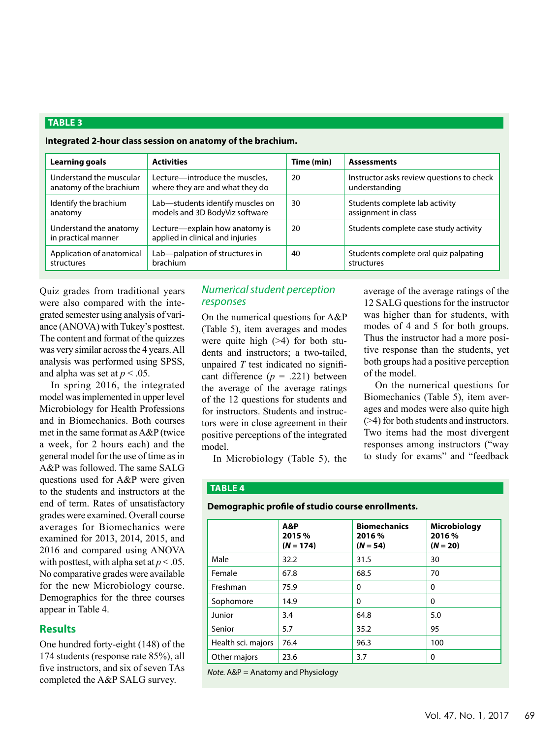**TABLE 3**

**Integrated 2-hour class session on anatomy of the brachium.**

| Learning goals | Activities | Time (min) | Assessments |
|---|---|---|---|
| Understand the muscular anatomy of the brachium | Lecture—introduce the muscles, where they are and what they do | 20 | Instructor asks review questions to check understanding |
| Identify the brachium anatomy | Lab—students identify muscles on models and 3D BodyViz software | 30 | Students complete lab activity assignment in class |
| Understand the anatomy in practical manner | Lecture—explain how anatomy is applied in clinical and injuries | 20 | Students complete case study activity |
| Application of anatomical structures | Lab—palpation of structures in brachium | 40 | Students complete oral quiz palpating structures |

Quiz grades from traditional years were also compared with the integrated semester using analysis of variance (ANOVA) with Tukey's posttest. The content and format of the quizzes was very similar across the 4 years. All analysis was performed using SPSS, and alpha was set at $p < .05$.

In spring 2016, the integrated model was implemented in upper level Microbiology for Health Professions and in Biomechanics. Both courses met in the same format as A&P (twice a week, for 2 hours each) and the general model for the use of time as in A&P was followed. The same SALG questions used for A&P were given to the students and instructors at the end of term. Rates of unsatisfactory grades were examined. Overall course averages for Biomechanics were examined for 2013, 2014, 2015, and 2016 and compared using ANOVA with posttest, with alpha set at $p < .05$. No comparative grades were available for the new Microbiology course. Demographics for the three courses appear in Table 4.

## Results

One hundred forty-eight (148) of the 174 students (response rate 85%), all five instructors, and six of seven TAs completed the A&P SALG survey.

### *Numerical student perception responses*

On the numerical questions for A&P (Table 5), item averages and modes were quite high (>4) for both students and instructors; a two-tailed, unpaired *T* test indicated no significant difference ($p = .221$) between the average of the average ratings of the 12 questions for students and for instructors. Students and instructors were in close agreement in their positive perceptions of the integrated model.

In Microbiology (Table 5), the average of the average ratings of the 12 SALG questions for the instructor was higher than for students, with modes of 4 and 5 for both groups. Thus the instructor had a more positive response than the students, yet both groups had a positive perception of the model.

On the numerical questions for Biomechanics (Table 5), item averages and modes were also quite high (>4) for both students and instructors. Two items had the most divergent responses among instructors ("way to study for exams" and "feedback

**TABLE 4**

**Demographic profile of studio course enrollments.**

| | A&P 2015 % (*N* = 174) | Biomechanics 2016 % (*N* = 54) | Microbiology 2016 % (*N* = 20) |
|---|---|---|---|
| Male | 32.2 | 31.5 | 30 |
| Female | 67.8 | 68.5 | 70 |
| Freshman | 75.9 | 0 | 0 |
| Sophomore | 14.9 | 0 | 0 |
| Junior | 3.4 | 64.8 | 5.0 |
| Senior | 5.7 | 35.2 | 95 |
| Health sci. majors | 76.4 | 96.3 | 100 |
| Other majors | 23.6 | 3.7 | 0 |

*Note.* A&P = Anatomy and Physiology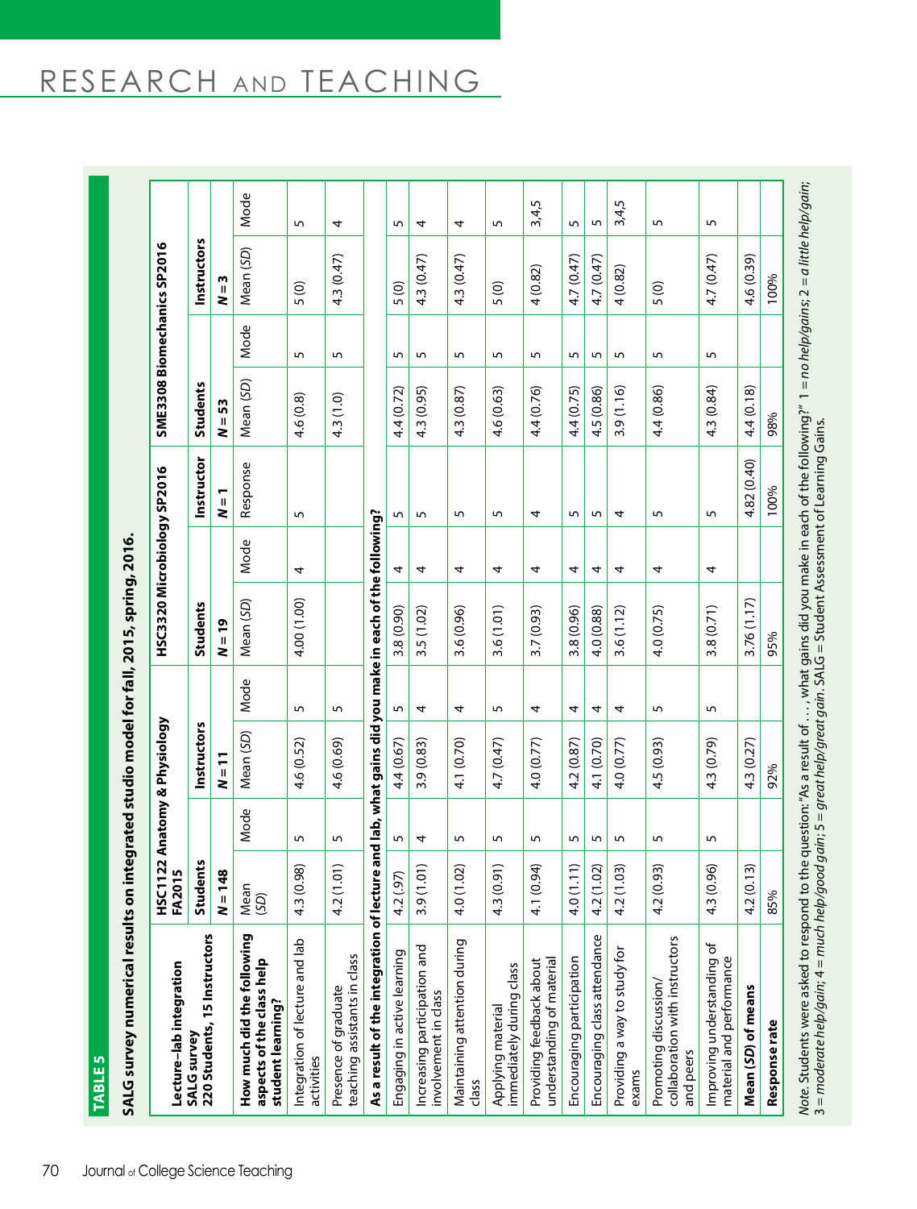**TABLE 5**

**SALG survey numerical results on integrated studio model for fall, 2015, spring, 2016.**

| Lecture–lab integration SALG survey 220 Students, 15 Instructors | HSC1122 Anatomy & Physiology FA2015 | | | | HSC3320 Microbiology SP2016 | | | SME3308 Biomechanics SP2016 | | | |
|---|---|---|---|---|---|---|---|---|---|---|---|
| | Students | | Instructors | | Students | | Instructor | Students | | Instructors | |
| | N = 148 | | N = 11 | | N = 19 | | N = 1 | N = 53 | | N = 3 | |
| | Mean (SD) | Mode | Mean (SD) | Mode | Mean (SD) | Mode | Response | Mean (SD) | Mode | Mean (SD) | Mode |
| **How much did the following aspects of the class help student learning?** | | | | | | | | | | | |
| Integration of lecture and lab activities | 4.3 (0.98) | 5 | 4.6 (0.52) | 5 | 4.00 (1.00) | 4 | 5 | 4.6 (0.8) | 5 | 5 (0) | 5 |
| Presence of graduate teaching assistants in class | 4.2 (1.01) | 5 | 4.6 (0.69) | 5 | | | | 4.3 (1.0) | 5 | 4.3 (0.47) | 4 |
| **As a result of the integration of lecture and lab, what gains did you make in each of the following?** | | | | | | | | | | | |
| Engaging in active learning | 4.2 (.97) | 5 | 4.4 (0.67) | 5 | 3.8 (0.90) | 4 | 5 | 4.4 (0.72) | 5 | 5 (0) | 5 |
| Increasing participation and involvement in class | 3.9 (1.01) | 4 | 3.9 (0.83) | 4 | 3.5 (1.02) | 4 | 5 | 4.3 (0.95) | 5 | 4.3 (0.47) | 4 |
| Maintaining attention during class | 4.0 (1.02) | 5 | 4.1 (0.70) | 4 | 3.6 (0.96) | 4 | 5 | 4.3 (0.87) | 5 | 4.3 (0.47) | 4 |
| Applying material immediately during class | 4.3 (0.91) | 5 | 4.7 (0.47) | 5 | 3.6 (1.01) | 4 | 5 | 4.6 (0.63) | 5 | 5 (0) | 5 |
| Providing feedback about understanding of material | 4.1 (0.94) | 5 | 4.0 (0.77) | 4 | 3.7 (0.93) | 4 | 4 | 4.4 (0.76) | 5 | 4 (0.82) | 3,4,5 |
| Encouraging participation | 4.0 (1.11) | 5 | 4.2 (0.87) | 4 | 3.8 (0.96) | 4 | 5 | 4.4 (0.75) | 5 | 4.7 (0.47) | 5 |
| Encouraging class attendance | 4.2 (1.02) | 5 | 4.1 (0.70) | 4 | 4.0 (0.88) | 4 | 5 | 4.5 (0.86) | 5 | 4.7 (0.47) | 5 |
| Providing a way to study for exams | 4.2 (1.03) | 5 | 4.0 (0.77) | 4 | 3.6 (1.12) | 4 | 4 | 3.9 (1.16) | 5 | 4 (0.82) | 3,4,5 |
| Promoting discussion/ collaboration with instructors and peers | 4.2 (0.93) | 5 | 4.5 (0.93) | 5 | 4.0 (0.75) | 4 | 5 | 4.4 (0.86) | 5 | 5 (0) | 5 |
| Improving understanding of material and performance | 4.3 (0.96) | 5 | 4.3 (0.79) | 5 | 3.8 (0.71) | 4 | 5 | 4.3 (0.84) | 5 | 4.7 (0.47) | 5 |
| **Mean (SD) of means** | 4.2 (0.13) | | 4.3 (0.27) | | 3.76 (1.17) | | 4.82 (0.40) | 4.4 (0.18) | | 4.6 (0.39) | |
| **Response rate** | 85% | | 92% | | 95% | | 100% | 98% | | 100% | |

*Note.* Students were asked to respond to the question: "As a result of . . . , what gains did you make in each of the following?" 1 = *no help/gains*; 2 = *a little help/gain*; 3 = *moderate help/gain*; 4 = *much help/good gain*; 5 = *great help/great gain*. SALG = Student Assessment of Learning Gains.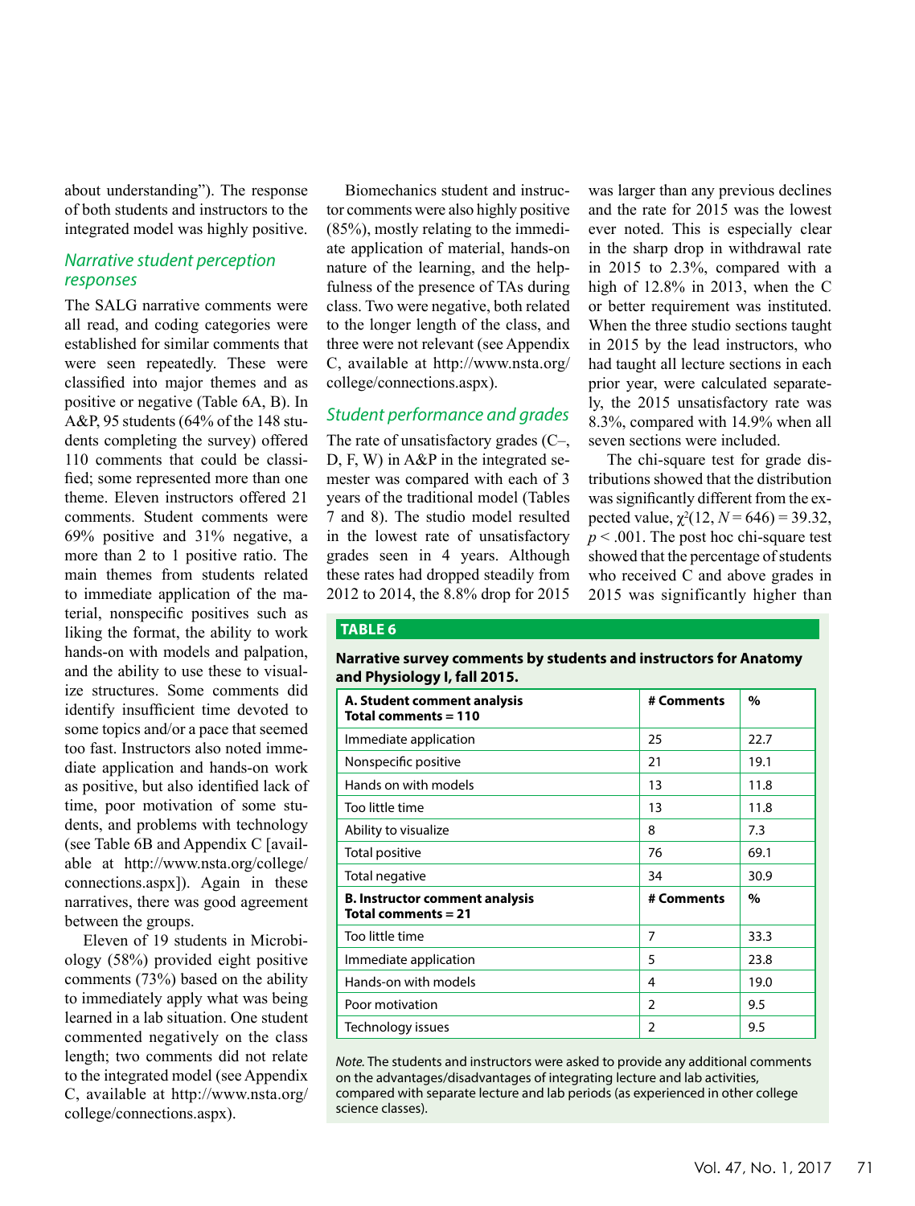about understanding"). The response of both students and instructors to the integrated model was highly positive.

### *Narrative student perception responses*

The SALG narrative comments were all read, and coding categories were established for similar comments that were seen repeatedly. These were classified into major themes and as positive or negative (Table 6A, B). In A&P, 95 students (64% of the 148 students completing the survey) offered 110 comments that could be classified; some represented more than one theme. Eleven instructors offered 21 comments. Student comments were 69% positive and 31% negative, a more than 2 to 1 positive ratio. The main themes from students related to immediate application of the material, nonspecific positives such as liking the format, the ability to work hands-on with models and palpation, and the ability to use these to visualize structures. Some comments did identify insufficient time devoted to some topics and/or a pace that seemed too fast. Instructors also noted immediate application and hands-on work as positive, but also identified lack of time, poor motivation of some students, and problems with technology (see Table 6B and Appendix C [available at http://www.nsta.org/college/connections.aspx]). Again in these narratives, there was good agreement between the groups.

Eleven of 19 students in Microbiology (58%) provided eight positive comments (73%) based on the ability to immediately apply what was being learned in a lab situation. One student commented negatively on the class length; two comments did not relate to the integrated model (see Appendix C, available at http://www.nsta.org/college/connections.aspx).

Biomechanics student and instructor comments were also highly positive (85%), mostly relating to the immediate application of material, hands-on nature of the learning, and the helpfulness of the presence of TAs during class. Two were negative, both related to the longer length of the class, and three were not relevant (see Appendix C, available at http://www.nsta.org/college/connections.aspx).

### *Student performance and grades*

The rate of unsatisfactory grades (C–, D, F, W) in A&P in the integrated semester was compared with each of 3 years of the traditional model (Tables 7 and 8). The studio model resulted in the lowest rate of unsatisfactory grades seen in 4 years. Although these rates had dropped steadily from 2012 to 2014, the 8.8% drop for 2015 was larger than any previous declines and the rate for 2015 was the lowest ever noted. This is especially clear in the sharp drop in withdrawal rate in 2015 to 2.3%, compared with a high of 12.8% in 2013, when the C or better requirement was instituted. When the three studio sections taught in 2015 by the lead instructors, who had taught all lecture sections in each prior year, were calculated separately, the 2015 unsatisfactory rate was 8.3%, compared with 14.9% when all seven sections were included.

The chi-square test for grade distributions showed that the distribution was significantly different from the expected value, $\chi^2(12, N = 646) = 39.32$, $p < .001$. The post hoc chi-square test showed that the percentage of students who received C and above grades in 2015 was significantly higher than

**TABLE 6**

**Narrative survey comments by students and instructors for Anatomy and Physiology I, fall 2015.**

| **A. Student comment analysis Total comments = 110** | **# Comments** | **%** |
|---|---|---|
| Immediate application | 25 | 22.7 |
| Nonspecific positive | 21 | 19.1 |
| Hands on with models | 13 | 11.8 |
| Too little time | 13 | 11.8 |
| Ability to visualize | 8 | 7.3 |
| Total positive | 76 | 69.1 |
| Total negative | 34 | 30.9 |
| **B. Instructor comment analysis Total comments = 21** | **# Comments** | **%** |
| Too little time | 7 | 33.3 |
| Immediate application | 5 | 23.8 |
| Hands-on with models | 4 | 19.0 |
| Poor motivation | 2 | 9.5 |
| Technology issues | 2 | 9.5 |

*Note.* The students and instructors were asked to provide any additional comments on the advantages/disadvantages of integrating lecture and lab activities, compared with separate lecture and lab periods (as experienced in other college science classes).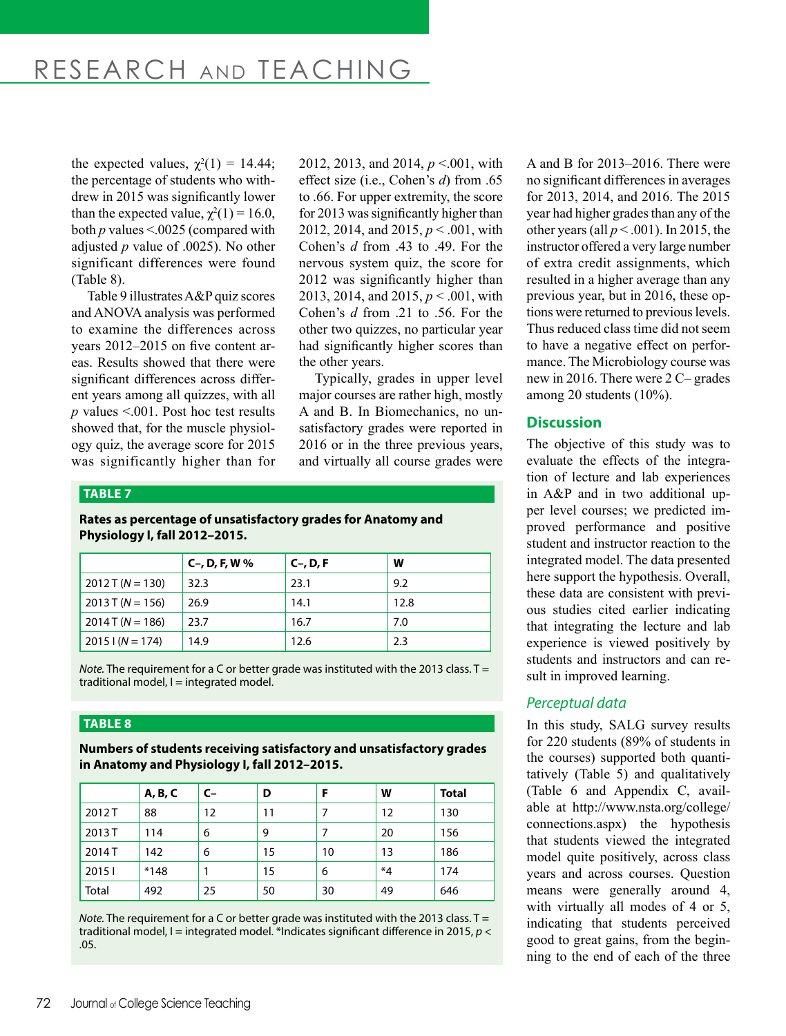the expected values, $\chi^2(1) = 14.44$; the percentage of students who withdrew in 2015 was significantly lower than the expected value, $\chi^2(1) = 16.0$, both $p$ values <.0025 (compared with adjusted $p$ value of .0025). No other significant differences were found (Table 8).

Table 9 illustrates A&P quiz scores and ANOVA analysis was performed to examine the differences across years 2012–2015 on five content areas. Results showed that there were significant differences across different years among all quizzes, with all $p$ values <.001. Post hoc test results showed that, for the muscle physiology quiz, the average score for 2015 was significantly higher than for 2012, 2013, and 2014, $p$ <.001, with effect size (i.e., Cohen's $d$) from .65 to .66. For upper extremity, the score for 2013 was significantly higher than 2012, 2014, and 2015, $p$ < .001, with Cohen's $d$ from .43 to .49. For the nervous system quiz, the score for 2012 was significantly higher than 2013, 2014, and 2015, $p$ < .001, with Cohen's $d$ from .21 to .56. For the other two quizzes, no particular year had significantly higher scores than the other years.

Typically, grades in upper level major courses are rather high, mostly A and B. In Biomechanics, no unsatisfactory grades were reported in 2016 or in the three previous years, and virtually all course grades were A and B for 2013–2016. There were no significant differences in averages for 2013, 2014, and 2016. The 2015 year had higher grades than any of the other years (all $p$ < .001). In 2015, the instructor offered a very large number of extra credit assignments, which resulted in a higher average than any previous year, but in 2016, these options were returned to previous levels. Thus reduced class time did not seem to have a negative effect on performance. The Microbiology course was new in 2016. There were 2 C– grades among 20 students (10%).

**TABLE 7**

**Rates as percentage of unsatisfactory grades for Anatomy and Physiology I, fall 2012–2015.**

| | C–, D, F, W % | C–, D, F | W |
|---|---|---|---|
| 2012 T ($N$ = 130) | 32.3 | 23.1 | 9.2 |
| 2013 T ($N$ = 156) | 26.9 | 14.1 | 12.8 |
| 2014 T ($N$ = 186) | 23.7 | 16.7 | 7.0 |
| 2015 I ($N$ = 174) | 14.9 | 12.6 | 2.3 |

*Note.* The requirement for a C or better grade was instituted with the 2013 class. T = traditional model, I = integrated model.

**TABLE 8**

**Numbers of students receiving satisfactory and unsatisfactory grades in Anatomy and Physiology I, fall 2012–2015.**

| | A, B, C | C– | D | F | W | Total |
|---|---|---|---|---|---|---|
| 2012 T | 88 | 12 | 11 | 7 | 12 | 130 |
| 2013 T | 114 | 6 | 9 | 7 | 20 | 156 |
| 2014 T | 142 | 6 | 15 | 10 | 13 | 186 |
| 2015 I | *148 | 1 | 15 | 6 | *4 | 174 |
| Total | 492 | 25 | 50 | 30 | 49 | 646 |

*Note.* The requirement for a C or better grade was instituted with the 2013 class. T = traditional model, I = integrated model. *Indicates significant difference in 2015, $p$ < .05.

## Discussion

The objective of this study was to evaluate the effects of the integration of lecture and lab experiences in A&P and in two additional upper level courses; we predicted improved performance and positive student and instructor reaction to the integrated model. The data presented here support the hypothesis. Overall, these data are consistent with previous studies cited earlier indicating that integrating the lecture and lab experience is viewed positively by students and instructors and can result in improved learning.

### *Perceptual data*

In this study, SALG survey results for 220 students (89% of students in the courses) supported both quantitatively (Table 5) and qualitatively (Table 6 and Appendix C, available at http://www.nsta.org/college/connections.aspx) the hypothesis that students viewed the integrated model quite positively, across class years and across courses. Question means were generally around 4, with virtually all modes of 4 or 5, indicating that students perceived good to great gains, from the beginning to the end of each of the three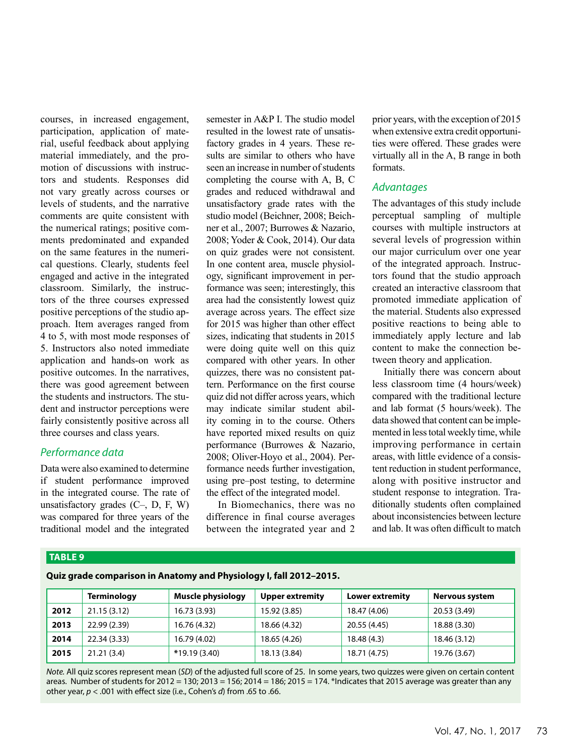courses, in increased engagement, participation, application of material, useful feedback about applying material immediately, and the promotion of discussions with instructors and students. Responses did not vary greatly across courses or levels of students, and the narrative comments are quite consistent with the numerical ratings; positive comments predominated and expanded on the same features in the numerical questions. Clearly, students feel engaged and active in the integrated classroom. Similarly, the instructors of the three courses expressed positive perceptions of the studio approach. Item averages ranged from 4 to 5, with most mode responses of 5. Instructors also noted immediate application and hands-on work as positive outcomes. In the narratives, there was good agreement between the students and instructors. The student and instructor perceptions were fairly consistently positive across all three courses and class years.

### Performance data

Data were also examined to determine if student performance improved in the integrated course. The rate of unsatisfactory grades (C–, D, F, W) was compared for three years of the traditional model and the integrated semester in A&P I. The studio model resulted in the lowest rate of unsatisfactory grades in 4 years. These results are similar to others who have seen an increase in number of students completing the course with A, B, C grades and reduced withdrawal and unsatisfactory grade rates with the studio model (Beichner, 2008; Beichner et al., 2007; Burrowes & Nazario, 2008; Yoder & Cook, 2014). Our data on quiz grades were not consistent. In one content area, muscle physiology, significant improvement in performance was seen; interestingly, this area had the consistently lowest quiz average across years. The effect size for 2015 was higher than other effect sizes, indicating that students in 2015 were doing quite well on this quiz compared with other years. In other quizzes, there was no consistent pattern. Performance on the first course quiz did not differ across years, which may indicate similar student ability coming in to the course. Others have reported mixed results on quiz performance (Burrowes & Nazario, 2008; Oliver-Hoyo et al., 2004). Performance needs further investigation, using pre–post testing, to determine the effect of the integrated model.

In Biomechanics, there was no difference in final course averages between the integrated year and 2 prior years, with the exception of 2015 when extensive extra credit opportunities were offered. These grades were virtually all in the A, B range in both formats.

### Advantages

The advantages of this study include perceptual sampling of multiple courses with multiple instructors at several levels of progression within our major curriculum over one year of the integrated approach. Instructors found that the studio approach created an interactive classroom that promoted immediate application of the material. Students also expressed positive reactions to being able to immediately apply lecture and lab content to make the connection between theory and application.

Initially there was concern about less classroom time (4 hours/week) compared with the traditional lecture and lab format (5 hours/week). The data showed that content can be implemented in less total weekly time, while improving performance in certain areas, with little evidence of a consistent reduction in student performance, along with positive instructor and student response to integration. Traditionally students often complained about inconsistencies between lecture and lab. It was often difficult to match

**TABLE 9**

**Quiz grade comparison in Anatomy and Physiology I, fall 2012–2015.**

| | Terminology | Muscle physiology | Upper extremity | Lower extremity | Nervous system |
|---|---|---|---|---|---|
| **2012** | 21.15 (3.12) | 16.73 (3.93) | 15.92 (3.85) | 18.47 (4.06) | 20.53 (3.49) |
| **2013** | 22.99 (2.39) | 16.76 (4.32) | 18.66 (4.32) | 20.55 (4.45) | 18.88 (3.30) |
| **2014** | 22.34 (3.33) | 16.79 (4.02) | 18.65 (4.26) | 18.48 (4.3) | 18.46 (3.12) |
| **2015** | 21.21 (3.4) | *19.19 (3.40) | 18.13 (3.84) | 18.71 (4.75) | 19.76 (3.67) |

*Note.* All quiz scores represent mean (*SD*) of the adjusted full score of 25. In some years, two quizzes were given on certain content areas. Number of students for 2012 = 130; 2013 = 156; 2014 = 186; 2015 = 174. *Indicates that 2015 average was greater than any other year, $p < .001$ with effect size (i.e., Cohen's $d$) from .65 to .66.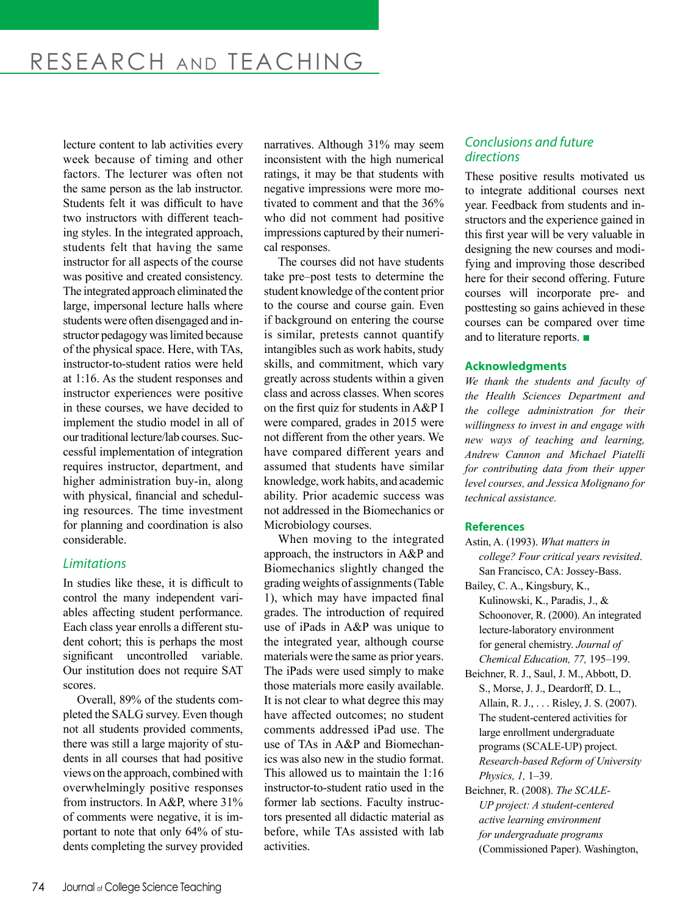lecture content to lab activities every week because of timing and other factors. The lecturer was often not the same person as the lab instructor. Students felt it was difficult to have two instructors with different teaching styles. In the integrated approach, students felt that having the same instructor for all aspects of the course was positive and created consistency. The integrated approach eliminated the large, impersonal lecture halls where students were often disengaged and instructor pedagogy was limited because of the physical space. Here, with TAs, instructor-to-student ratios were held at 1:16. As the student responses and instructor experiences were positive in these courses, we have decided to implement the studio model in all of our traditional lecture/lab courses. Successful implementation of integration requires instructor, department, and higher administration buy-in, along with physical, financial and scheduling resources. The time investment for planning and coordination is also considerable.

### Limitations

In studies like these, it is difficult to control the many independent variables affecting student performance. Each class year enrolls a different student cohort; this is perhaps the most significant uncontrolled variable. Our institution does not require SAT scores.

Overall, 89% of the students completed the SALG survey. Even though not all students provided comments, there was still a large majority of students in all courses that had positive views on the approach, combined with overwhelmingly positive responses from instructors. In A&P, where 31% of comments were negative, it is important to note that only 64% of students completing the survey provided narratives. Although 31% may seem inconsistent with the high numerical ratings, it may be that students with negative impressions were more motivated to comment and that the 36% who did not comment had positive impressions captured by their numerical responses.

The courses did not have students take pre–post tests to determine the student knowledge of the content prior to the course and course gain. Even if background on entering the course is similar, pretests cannot quantify intangibles such as work habits, study skills, and commitment, which vary greatly across students within a given class and across classes. When scores on the first quiz for students in A&P I were compared, grades in 2015 were not different from the other years. We have compared different years and assumed that students have similar knowledge, work habits, and academic ability. Prior academic success was not addressed in the Biomechanics or Microbiology courses.

When moving to the integrated approach, the instructors in A&P and Biomechanics slightly changed the grading weights of assignments (Table 1), which may have impacted final grades. The introduction of required use of iPads in A&P was unique to the integrated year, although course materials were the same as prior years. The iPads were used simply to make those materials more easily available. It is not clear to what degree this may have affected outcomes; no student comments addressed iPad use. The use of TAs in A&P and Biomechanics was also new in the studio format. This allowed us to maintain the 1:16 instructor-to-student ratio used in the former lab sections. Faculty instructors presented all didactic material as before, while TAs assisted with lab activities.

### Conclusions and future directions

These positive results motivated us to integrate additional courses next year. Feedback from students and instructors and the experience gained in this first year will be very valuable in designing the new courses and modifying and improving those described here for their second offering. Future courses will incorporate pre- and posttesting so gains achieved in these courses can be compared over time and to literature reports. ■

## Acknowledgments

*We thank the students and faculty of the Health Sciences Department and the college administration for their willingness to invest in and engage with new ways of teaching and learning, Andrew Cannon and Michael Piatelli for contributing data from their upper level courses, and Jessica Molignano for technical assistance.*

## References

Astin, A. (1993). *What matters in college? Four critical years revisited*. San Francisco, CA: Jossey-Bass.

Bailey, C. A., Kingsbury, K., Kulinowski, K., Paradis, J., & Schoonover, R. (2000). An integrated lecture-laboratory environment for general chemistry. *Journal of Chemical Education, 77,* 195–199.

Beichner, R. J., Saul, J. M., Abbott, D. S., Morse, J. J., Deardorff, D. L., Allain, R. J., . . . Risley, J. S. (2007). The student-centered activities for large enrollment undergraduate programs (SCALE-UP) project. *Research-based Reform of University Physics, 1,* 1–39.

Beichner, R. (2008). *The SCALE-UP project: A student-centered active learning environment for undergraduate programs* (Commissioned Paper). Washington,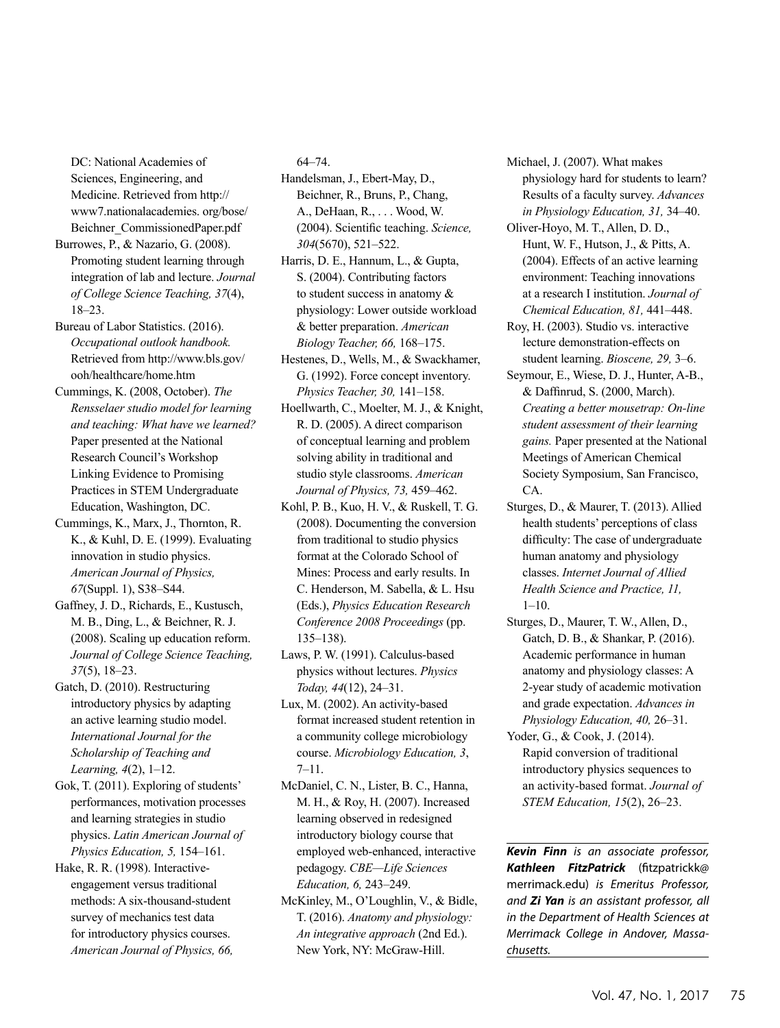DC: National Academies of Sciences, Engineering, and Medicine. Retrieved from http://www7.nationalacademies. org/bose/Beichner_CommissionedPaper.pdf

Burrowes, P., & Nazario, G. (2008). Promoting student learning through integration of lab and lecture. *Journal of College Science Teaching, 37*(4), 18–23.

Bureau of Labor Statistics. (2016). *Occupational outlook handbook.* Retrieved from http://www.bls.gov/ooh/healthcare/home.htm

Cummings, K. (2008, October). *The Rensselaer studio model for learning and teaching: What have we learned?* Paper presented at the National Research Council's Workshop Linking Evidence to Promising Practices in STEM Undergraduate Education, Washington, DC.

Cummings, K., Marx, J., Thornton, R. K., & Kuhl, D. E. (1999). Evaluating innovation in studio physics. *American Journal of Physics, 67*(Suppl. 1), S38–S44.

Gaffney, J. D., Richards, E., Kustusch, M. B., Ding, L., & Beichner, R. J. (2008). Scaling up education reform. *Journal of College Science Teaching, 37*(5), 18–23.

Gatch, D. (2010). Restructuring introductory physics by adapting an active learning studio model. *International Journal for the Scholarship of Teaching and Learning, 4*(2), 1–12.

Gok, T. (2011). Exploring of students' performances, motivation processes and learning strategies in studio physics. *Latin American Journal of Physics Education, 5,* 154–161.

Hake, R. R. (1998). Interactive-engagement versus traditional methods: A six-thousand-student survey of mechanics test data for introductory physics courses. *American Journal of Physics, 66,* 64–74.

Handelsman, J., Ebert-May, D., Beichner, R., Bruns, P., Chang, A., DeHaan, R., . . . Wood, W. (2004). Scientific teaching. *Science, 304*(5670), 521–522.

Harris, D. E., Hannum, L., & Gupta, S. (2004). Contributing factors to student success in anatomy & physiology: Lower outside workload & better preparation. *American Biology Teacher, 66,* 168–175.

Hestenes, D., Wells, M., & Swackhamer, G. (1992). Force concept inventory. *Physics Teacher, 30,* 141–158.

Hoellwarth, C., Moelter, M. J., & Knight, R. D. (2005). A direct comparison of conceptual learning and problem solving ability in traditional and studio style classrooms. *American Journal of Physics, 73,* 459–462.

Kohl, P. B., Kuo, H. V., & Ruskell, T. G. (2008). Documenting the conversion from traditional to studio physics format at the Colorado School of Mines: Process and early results. In C. Henderson, M. Sabella, & L. Hsu (Eds.), *Physics Education Research Conference 2008 Proceedings* (pp. 135–138).

Laws, P. W. (1991). Calculus-based physics without lectures. *Physics Today, 44*(12), 24–31.

Lux, M. (2002). An activity-based format increased student retention in a community college microbiology course. *Microbiology Education, 3*, 7–11.

McDaniel, C. N., Lister, B. C., Hanna, M. H., & Roy, H. (2007). Increased learning observed in redesigned introductory biology course that employed web-enhanced, interactive pedagogy. *CBE—Life Sciences Education, 6,* 243–249.

McKinley, M., O'Loughlin, V., & Bidle, T. (2016). *Anatomy and physiology: An integrative approach* (2nd Ed.). New York, NY: McGraw-Hill.

Michael, J. (2007). What makes physiology hard for students to learn? Results of a faculty survey. *Advances in Physiology Education, 31,* 34–40.

Oliver-Hoyo, M. T., Allen, D. D., Hunt, W. F., Hutson, J., & Pitts, A. (2004). Effects of an active learning environment: Teaching innovations at a research I institution. *Journal of Chemical Education, 81,* 441–448.

Roy, H. (2003). Studio vs. interactive lecture demonstration-effects on student learning. *Bioscene, 29,* 3–6.

Seymour, E., Wiese, D. J., Hunter, A-B., & Daffinrud, S. (2000, March). *Creating a better mousetrap: On-line student assessment of their learning gains.* Paper presented at the National Meetings of American Chemical Society Symposium, San Francisco, CA.

Sturges, D., & Maurer, T. (2013). Allied health students' perceptions of class difficulty: The case of undergraduate human anatomy and physiology classes. *Internet Journal of Allied Health Science and Practice, 11,* 1–10.

Sturges, D., Maurer, T. W., Allen, D., Gatch, D. B., & Shankar, P. (2016). Academic performance in human anatomy and physiology classes: A 2-year study of academic motivation and grade expectation. *Advances in Physiology Education, 40,* 26–31.

Yoder, G., & Cook, J. (2014). Rapid conversion of traditional introductory physics sequences to an activity-based format. *Journal of STEM Education, 15*(2), 26–23.

---

***Kevin Finn*** *is an associate professor,* ***Kathleen FitzPatrick*** (fitzpatrickk@merrimack.edu) *is Emeritus Professor, and* ***Zi Yan*** *is an assistant professor, all in the Department of Health Sciences at Merrimack College in Andover, Massachusetts.*